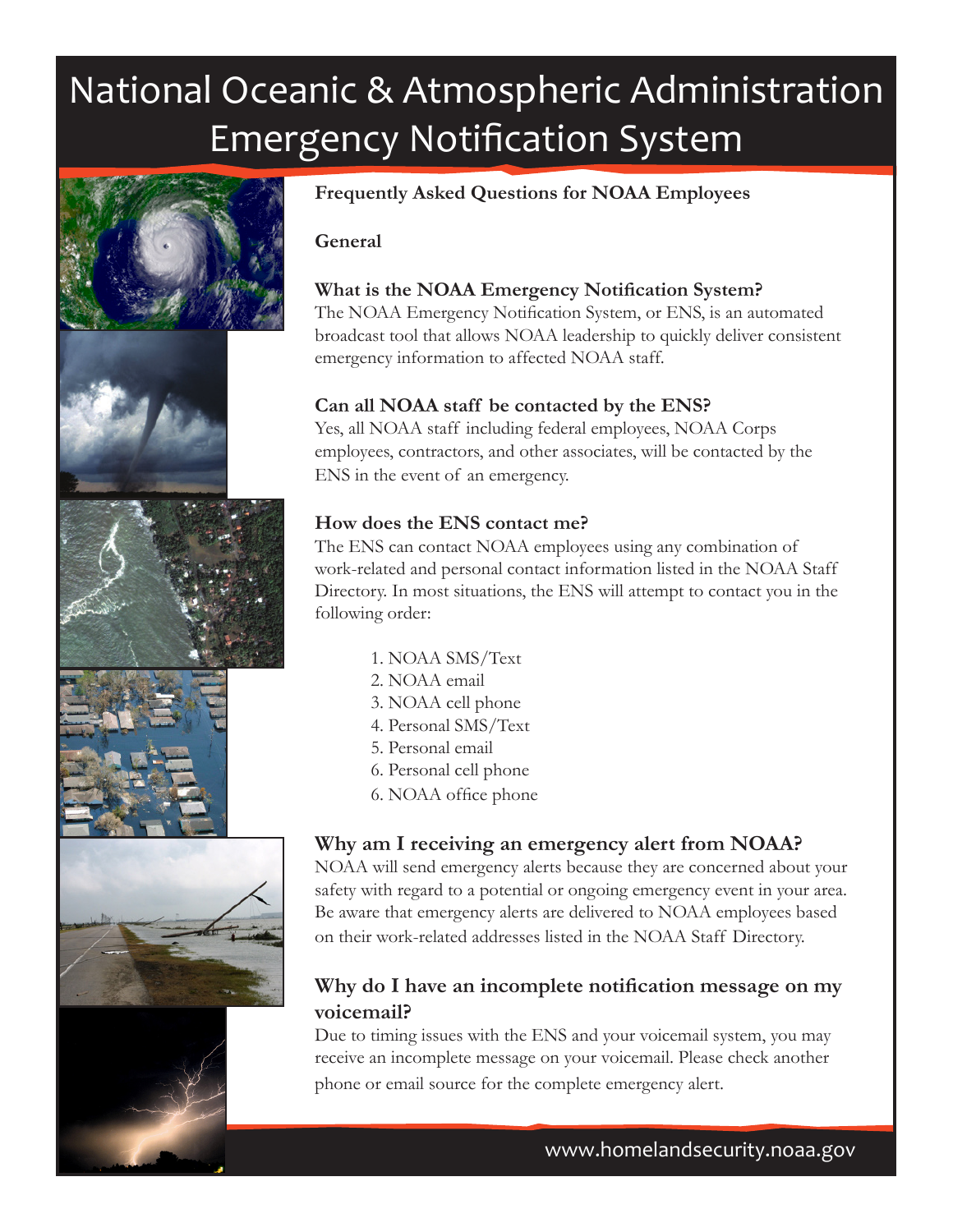# National Oceanic & Atmospheric Administration Emergency Notification System

## Frequently Asked Questions for NOAA Employees

### General

**What is the NOAA Emergency Notification System?**

The NOAA Emergency Notification System, or ENS, is an automated broadcast tool that allows NOAA leadership to quickly deliver consistent emergency information to affected NOAA staff.

**Can all NOAA staff be contacted by the ENS?**

Yes, all NOAA staff including federal employees, NOAA Corps employees, contractors, and other associates, will be contacted by the ENS in the event of an emergency.

**How does the ENS contact me?**

The ENS can contact NOAA employees using any combination of work-related and personal contact information listed in the NOAA Staff Directory. In most situations, the ENS will attempt to contact you in the following order:

1. NOAA SMS/Text
2. NOAA email
3. NOAA cell phone
4. Personal SMS/Text
5. Personal email
6. Personal cell phone
6. NOAA office phone

**Why am I receiving an emergency alert from NOAA?**

NOAA will send emergency alerts because they are concerned about your safety with regard to a potential or ongoing emergency event in your area. Be aware that emergency alerts are delivered to NOAA employees based on their work-related addresses listed in the NOAA Staff Directory.

**Why do I have an incomplete notification message on my voicemail?**

Due to timing issues with the ENS and your voicemail system, you may receive an incomplete message on your voicemail. Please check another phone or email source for the complete emergency alert.

www.homelandsecurity.noaa.gov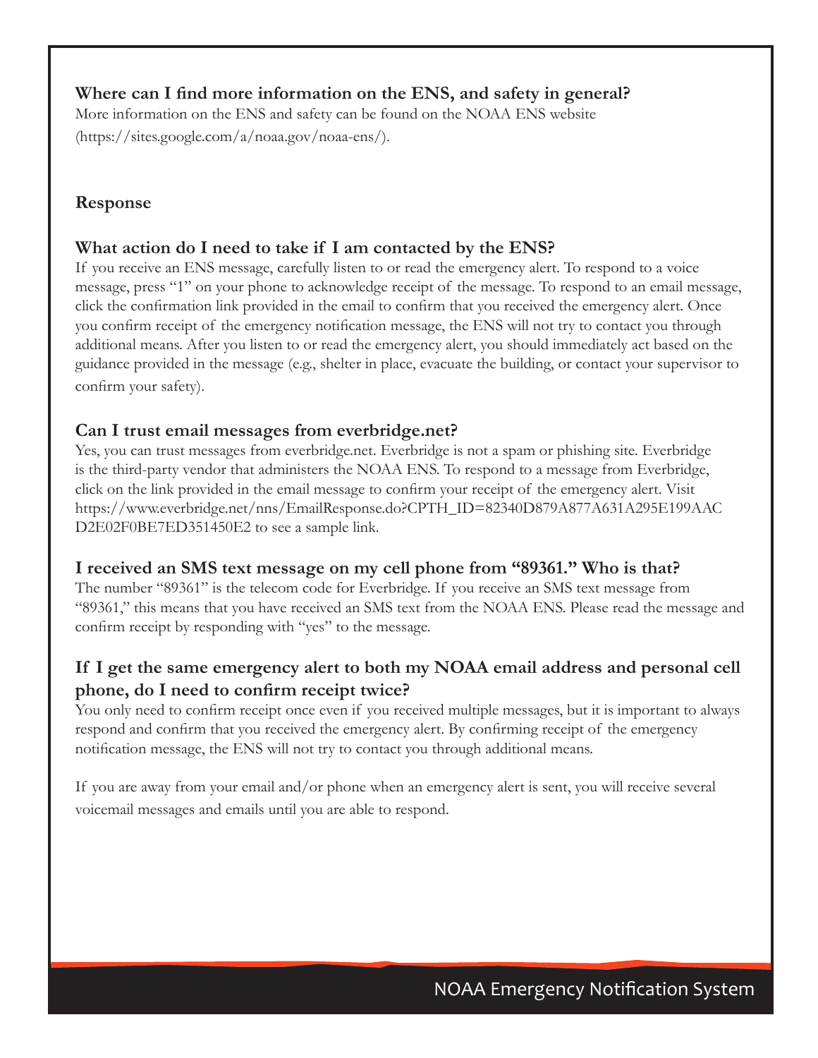### Where can I find more information on the ENS, and safety in general?

More information on the ENS and safety can be found on the NOAA ENS website (https://sites.google.com/a/noaa.gov/noaa-ens/).

## Response

### What action do I need to take if I am contacted by the ENS?

If you receive an ENS message, carefully listen to or read the emergency alert. To respond to a voice message, press "1" on your phone to acknowledge receipt of the message. To respond to an email message, click the confirmation link provided in the email to confirm that you received the emergency alert. Once you confirm receipt of the emergency notification message, the ENS will not try to contact you through additional means. After you listen to or read the emergency alert, you should immediately act based on the guidance provided in the message (e.g., shelter in place, evacuate the building, or contact your supervisor to confirm your safety).

### Can I trust email messages from everbridge.net?

Yes, you can trust messages from everbridge.net. Everbridge is not a spam or phishing site. Everbridge is the third-party vendor that administers the NOAA ENS. To respond to a message from Everbridge, click on the link provided in the email message to confirm your receipt of the emergency alert. Visit https://www.everbridge.net/nns/EmailResponse.do?CPTH_ID=82340D879A877A631A295E199AACD2E02F0BE7ED351450E2 to see a sample link.

### I received an SMS text message on my cell phone from "89361." Who is that?

The number "89361" is the telecom code for Everbridge. If you receive an SMS text message from "89361," this means that you have received an SMS text from the NOAA ENS. Please read the message and confirm receipt by responding with "yes" to the message.

### If I get the same emergency alert to both my NOAA email address and personal cell phone, do I need to confirm receipt twice?

You only need to confirm receipt once even if you received multiple messages, but it is important to always respond and confirm that you received the emergency alert. By confirming receipt of the emergency notification message, the ENS will not try to contact you through additional means.

If you are away from your email and/or phone when an emergency alert is sent, you will receive several voicemail messages and emails until you are able to respond.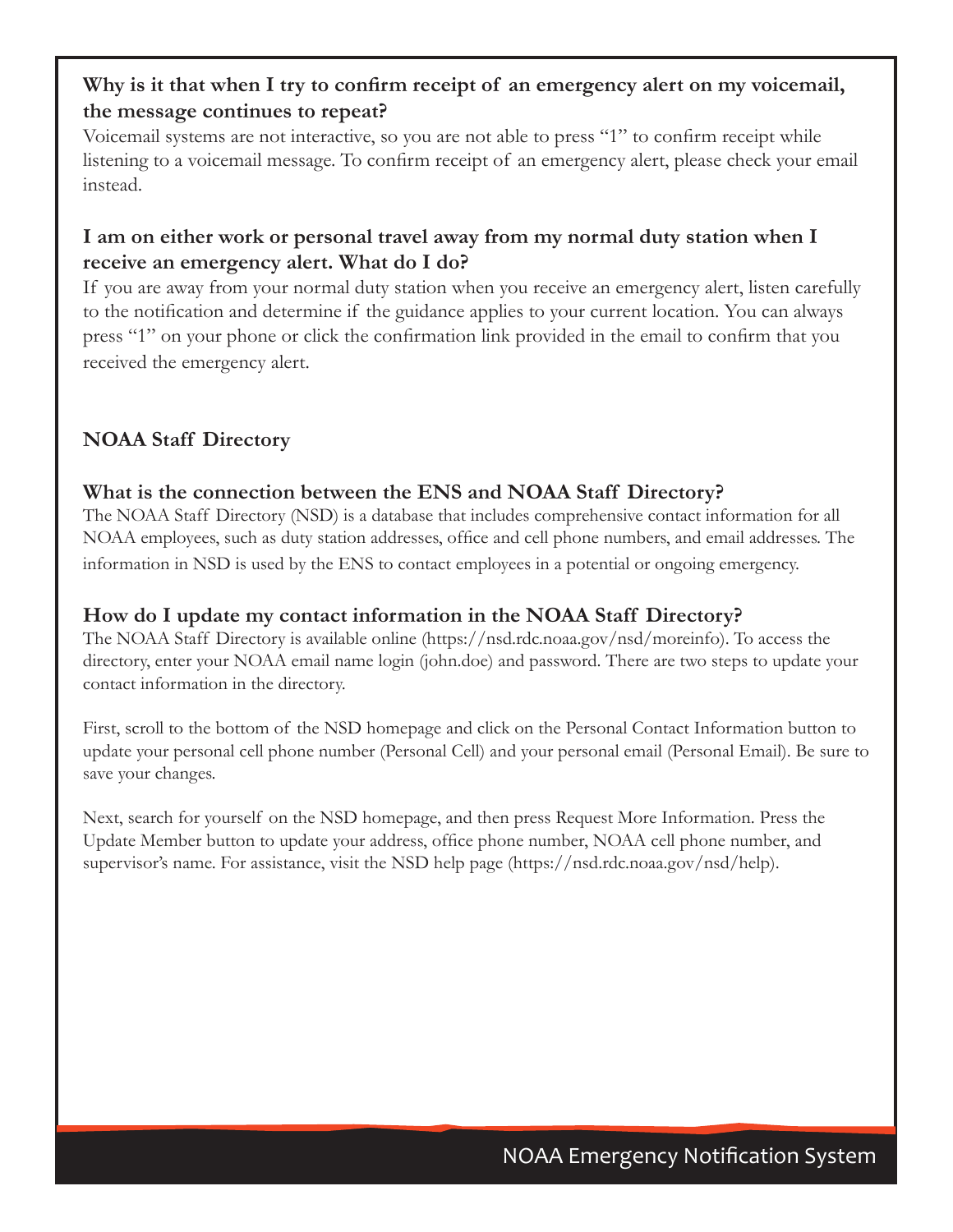**Why is it that when I try to confirm receipt of an emergency alert on my voicemail, the message continues to repeat?**

Voicemail systems are not interactive, so you are not able to press "1" to confirm receipt while listening to a voicemail message. To confirm receipt of an emergency alert, please check your email instead.

**I am on either work or personal travel away from my normal duty station when I receive an emergency alert. What do I do?**

If you are away from your normal duty station when you receive an emergency alert, listen carefully to the notification and determine if the guidance applies to your current location. You can always press "1" on your phone or click the confirmation link provided in the email to confirm that you received the emergency alert.

## NOAA Staff Directory

### What is the connection between the ENS and NOAA Staff Directory?

The NOAA Staff Directory (NSD) is a database that includes comprehensive contact information for all NOAA employees, such as duty station addresses, office and cell phone numbers, and email addresses. The information in NSD is used by the ENS to contact employees in a potential or ongoing emergency.

### How do I update my contact information in the NOAA Staff Directory?

The NOAA Staff Directory is available online (https://nsd.rdc.noaa.gov/nsd/moreinfo). To access the directory, enter your NOAA email name login (john.doe) and password. There are two steps to update your contact information in the directory.

First, scroll to the bottom of the NSD homepage and click on the Personal Contact Information button to update your personal cell phone number (Personal Cell) and your personal email (Personal Email). Be sure to save your changes.

Next, search for yourself on the NSD homepage, and then press Request More Information. Press the Update Member button to update your address, office phone number, NOAA cell phone number, and supervisor's name. For assistance, visit the NSD help page (https://nsd.rdc.noaa.gov/nsd/help).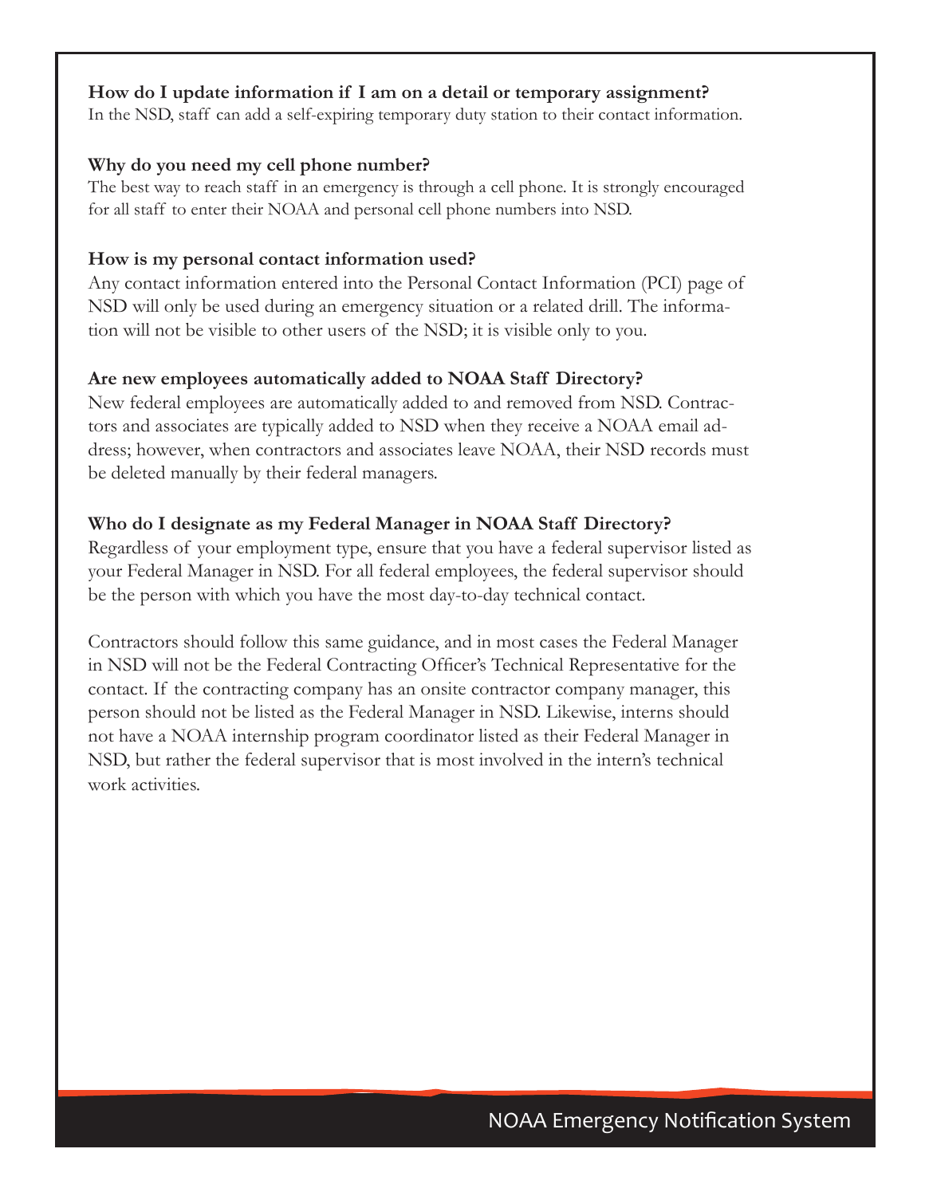**How do I update information if I am on a detail or temporary assignment?**
In the NSD, staff can add a self-expiring temporary duty station to their contact information.

**Why do you need my cell phone number?**
The best way to reach staff in an emergency is through a cell phone. It is strongly encouraged for all staff to enter their NOAA and personal cell phone numbers into NSD.

**How is my personal contact information used?**
Any contact information entered into the Personal Contact Information (PCI) page of NSD will only be used during an emergency situation or a related drill. The information will not be visible to other users of the NSD; it is visible only to you.

**Are new employees automatically added to NOAA Staff Directory?**
New federal employees are automatically added to and removed from NSD. Contractors and associates are typically added to NSD when they receive a NOAA email address; however, when contractors and associates leave NOAA, their NSD records must be deleted manually by their federal managers.

**Who do I designate as my Federal Manager in NOAA Staff Directory?**
Regardless of your employment type, ensure that you have a federal supervisor listed as your Federal Manager in NSD. For all federal employees, the federal supervisor should be the person with which you have the most day-to-day technical contact.

Contractors should follow this same guidance, and in most cases the Federal Manager in NSD will not be the Federal Contracting Officer's Technical Representative for the contact. If the contracting company has an onsite contractor company manager, this person should not be listed as the Federal Manager in NSD. Likewise, interns should not have a NOAA internship program coordinator listed as their Federal Manager in NSD, but rather the federal supervisor that is most involved in the intern's technical work activities.